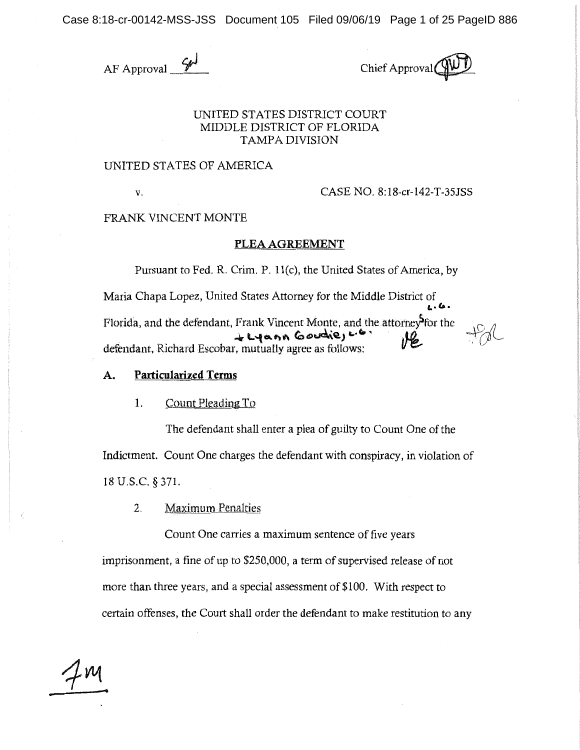AF Approval ______

Chief Approval ______

UNITED STATES DISTRICT COURT
MIDDLE DISTRICT OF FLORIDA
TAMPA DIVISION

UNITED STATES OF AMERICA

v. CASE NO. 8:18-cr-142-T-35JSS

FRANK VINCENT MONTE

**PLEA AGREEMENT**

Pursuant to Fed. R. Crim. P. 11(c), the United States of America, by Maria Chapa Lopez, United States Attorney for the Middle District of Florida, and the defendant, Frank Vincent Monte, and the attorneys for the defendant, Richard Escobar, + Lyann Goudie, L.G. mutually agree as follows:

## A. Particularized Terms

1. Count Pleading To

The defendant shall enter a plea of guilty to Count One of the Indictment. Count One charges the defendant with conspiracy, in violation of 18 U.S.C. § 371.

2. Maximum Penalties

Count One carries a maximum sentence of five years imprisonment, a fine of up to $250,000, a term of supervised release of not more than three years, and a special assessment of $100. With respect to certain offenses, the Court shall order the defendant to make restitution to any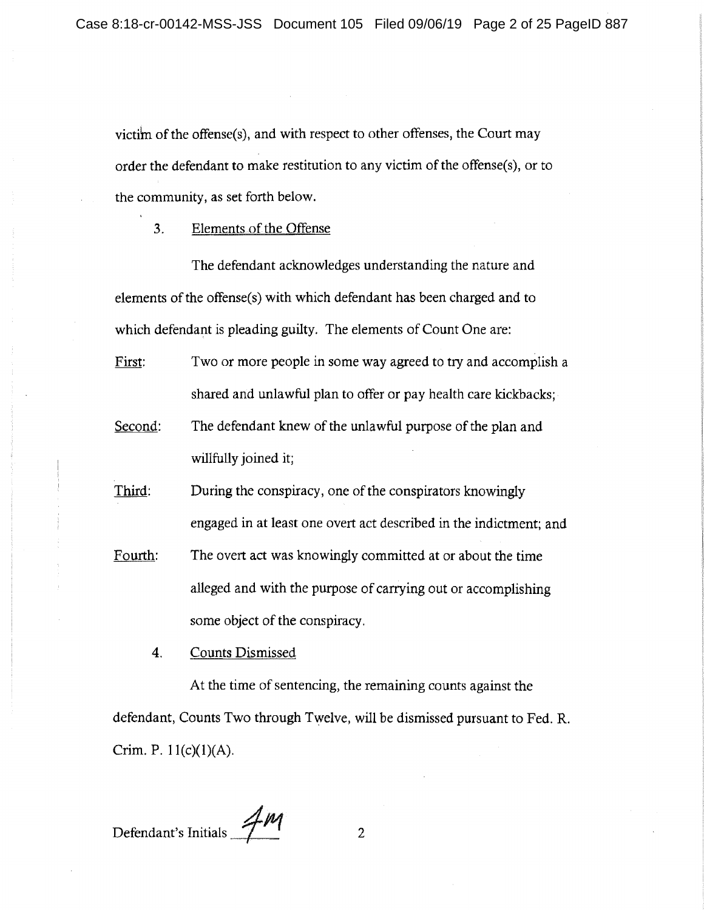victim of the offense(s), and with respect to other offenses, the Court may order the defendant to make restitution to any victim of the offense(s), or to the community, as set forth below.

3. Elements of the Offense

The defendant acknowledges understanding the nature and elements of the offense(s) with which defendant has been charged and to which defendant is pleading guilty. The elements of Count One are:

First: Two or more people in some way agreed to try and accomplish a shared and unlawful plan to offer or pay health care kickbacks;

Second: The defendant knew of the unlawful purpose of the plan and willfully joined it;

Third: During the conspiracy, one of the conspirators knowingly engaged in at least one overt act described in the indictment; and

Fourth: The overt act was knowingly committed at or about the time alleged and with the purpose of carrying out or accomplishing some object of the conspiracy.

4. Counts Dismissed

At the time of sentencing, the remaining counts against the defendant, Counts Two through Twelve, will be dismissed pursuant to Fed. R. Crim. P. 11(c)(1)(A).

Defendant's Initials 4M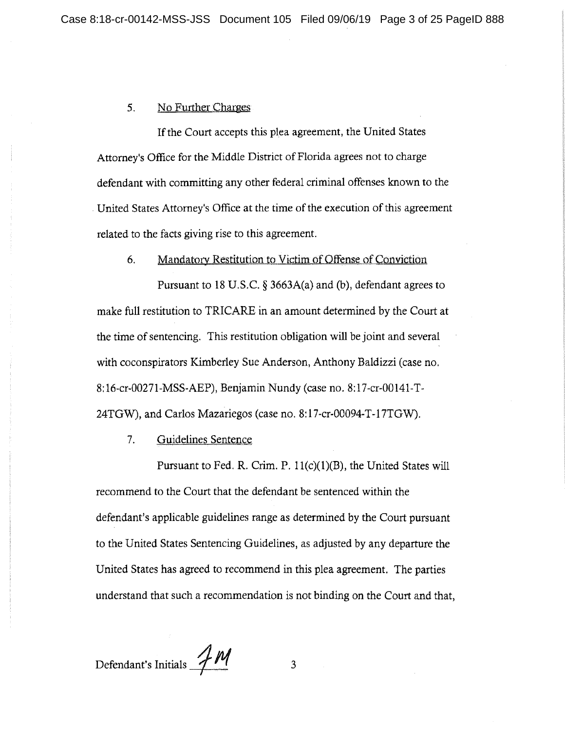5. No Further Charges

If the Court accepts this plea agreement, the United States Attorney's Office for the Middle District of Florida agrees not to charge defendant with committing any other federal criminal offenses known to the United States Attorney's Office at the time of the execution of this agreement related to the facts giving rise to this agreement.

6. Mandatory Restitution to Victim of Offense of Conviction

Pursuant to 18 U.S.C. § 3663A(a) and (b), defendant agrees to make full restitution to TRICARE in an amount determined by the Court at the time of sentencing. This restitution obligation will be joint and several with coconspirators Kimberley Sue Anderson, Anthony Baldizzi (case no. 8:16-cr-00271-MSS-AEP), Benjamin Nundy (case no. 8:17-cr-00141-T-24TGW), and Carlos Mazariegos (case no. 8:17-cr-00094-T-17TGW).

7. Guidelines Sentence

Pursuant to Fed. R. Crim. P. 11(c)(1)(B), the United States will recommend to the Court that the defendant be sentenced within the defendant's applicable guidelines range as determined by the Court pursuant to the United States Sentencing Guidelines, as adjusted by any departure the United States has agreed to recommend in this plea agreement. The parties understand that such a recommendation is not binding on the Court and that,

Defendant's Initials JM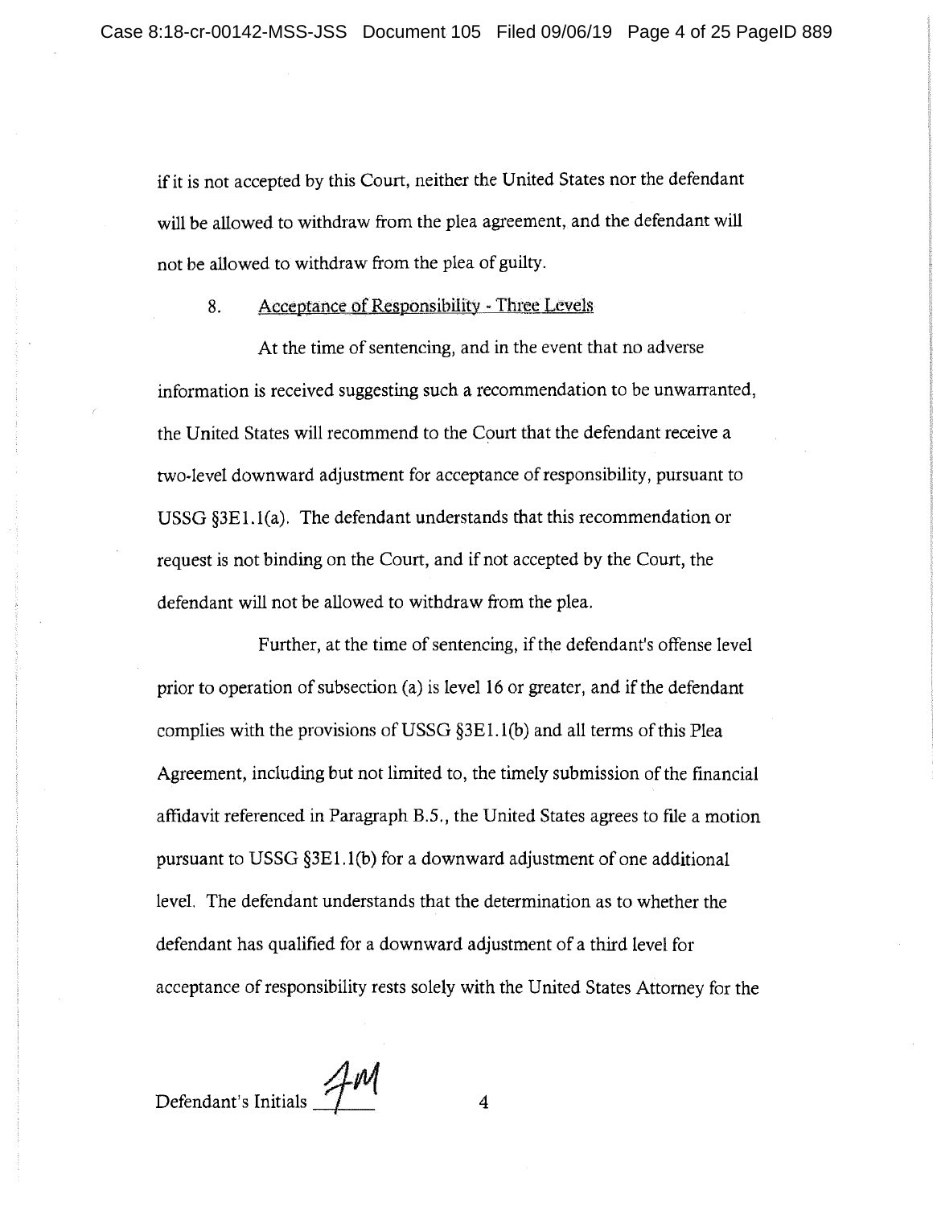if it is not accepted by this Court, neither the United States nor the defendant will be allowed to withdraw from the plea agreement, and the defendant will not be allowed to withdraw from the plea of guilty.

8. <u>Acceptance of Responsibility - Three Levels</u>

At the time of sentencing, and in the event that no adverse information is received suggesting such a recommendation to be unwarranted, the United States will recommend to the Court that the defendant receive a two-level downward adjustment for acceptance of responsibility, pursuant to USSG §3E1.1(a). The defendant understands that this recommendation or request is not binding on the Court, and if not accepted by the Court, the defendant will not be allowed to withdraw from the plea.

Further, at the time of sentencing, if the defendant's offense level prior to operation of subsection (a) is level 16 or greater, and if the defendant complies with the provisions of USSG §3E1.1(b) and all terms of this Plea Agreement, including but not limited to, the timely submission of the financial affidavit referenced in Paragraph B.5., the United States agrees to file a motion pursuant to USSG §3E1.1(b) for a downward adjustment of one additional level. The defendant understands that the determination as to whether the defendant has qualified for a downward adjustment of a third level for acceptance of responsibility rests solely with the United States Attorney for the

Defendant's Initials ___JM___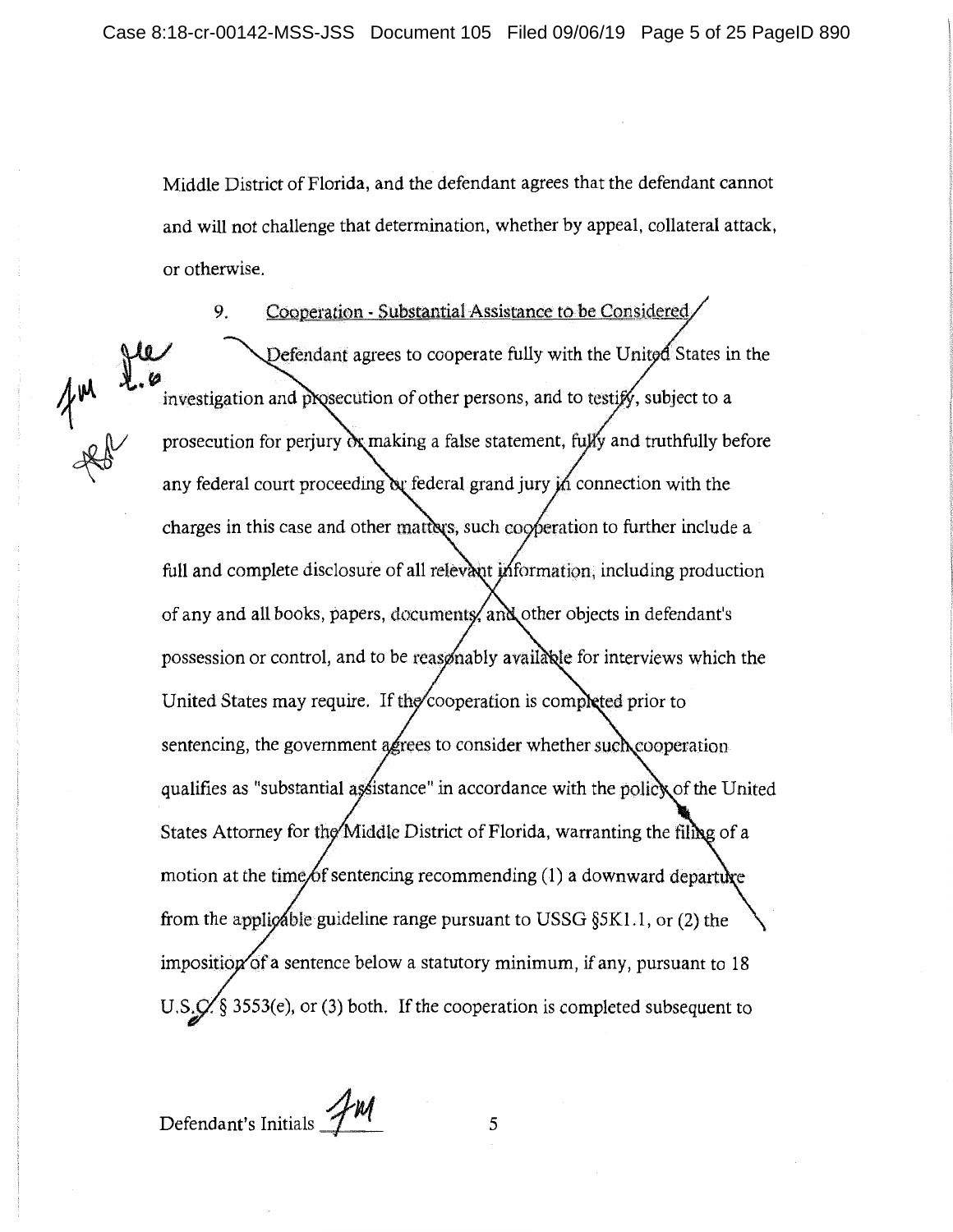Middle District of Florida, and the defendant agrees that the defendant cannot and will not challenge that determination, whether by appeal, collateral attack, or otherwise.

9. Cooperation - Substantial Assistance to be Considered

Defendant agrees to cooperate fully with the United States in the investigation and prosecution of other persons, and to testify, subject to a prosecution for perjury or making a false statement, fully and truthfully before any federal court proceeding or federal grand jury in connection with the charges in this case and other matters, such cooperation to further include a full and complete disclosure of all relevant information, including production of any and all books, papers, documents, and other objects in defendant's possession or control, and to be reasonably available for interviews which the United States may require. If the cooperation is completed prior to sentencing, the government agrees to consider whether such cooperation qualifies as "substantial assistance" in accordance with the policy of the United States Attorney for the Middle District of Florida, warranting the filing of a motion at the time of sentencing recommending (1) a downward departure from the applicable guideline range pursuant to USSG §5K1.1, or (2) the imposition of a sentence below a statutory minimum, if any, pursuant to 18 U.S.C. § 3553(e), or (3) both. If the cooperation is completed subsequent to

Defendant's Initials FM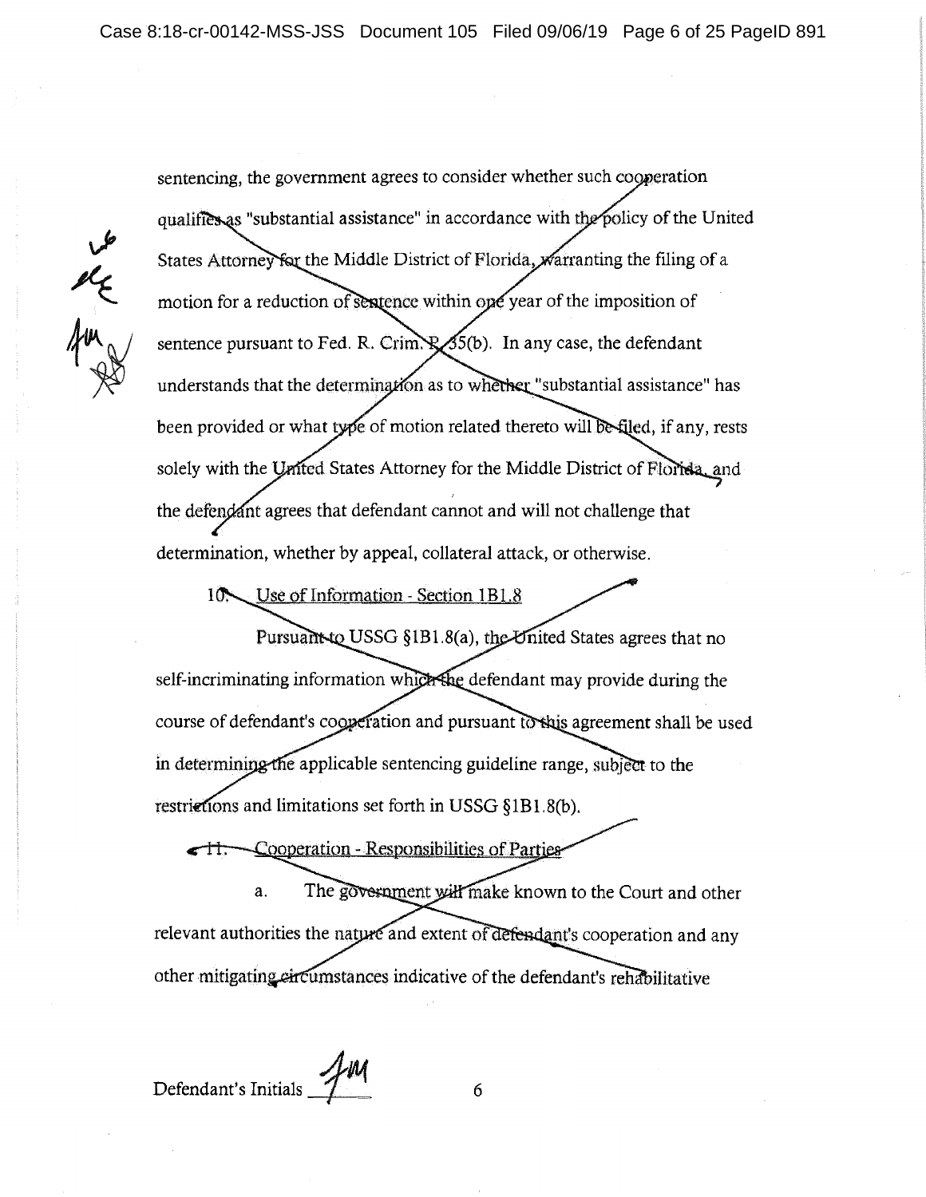sentencing, the government agrees to consider whether such cooperation qualifies as "substantial assistance" in accordance with the policy of the United States Attorney for the Middle District of Florida, warranting the filing of a motion for a reduction of sentence within one year of the imposition of sentence pursuant to Fed. R. Crim. P. 35(b). In any case, the defendant understands that the determination as to whether "substantial assistance" has been provided or what type of motion related thereto will be filed, if any, rests solely with the United States Attorney for the Middle District of Florida, and the defendant agrees that defendant cannot and will not challenge that determination, whether by appeal, collateral attack, or otherwise.

10. Use of Information - Section 1B1.8

Pursuant to USSG §1B1.8(a), the United States agrees that no self-incriminating information which the defendant may provide during the course of defendant's cooperation and pursuant to this agreement shall be used in determining the applicable sentencing guideline range, subject to the restrictions and limitations set forth in USSG §1B1.8(b).

11. Cooperation - Responsibilities of Parties

a. The government will make known to the Court and other relevant authorities the nature and extent of defendant's cooperation and any other mitigating circumstances indicative of the defendant's rehabilitative

Defendant's Initials JM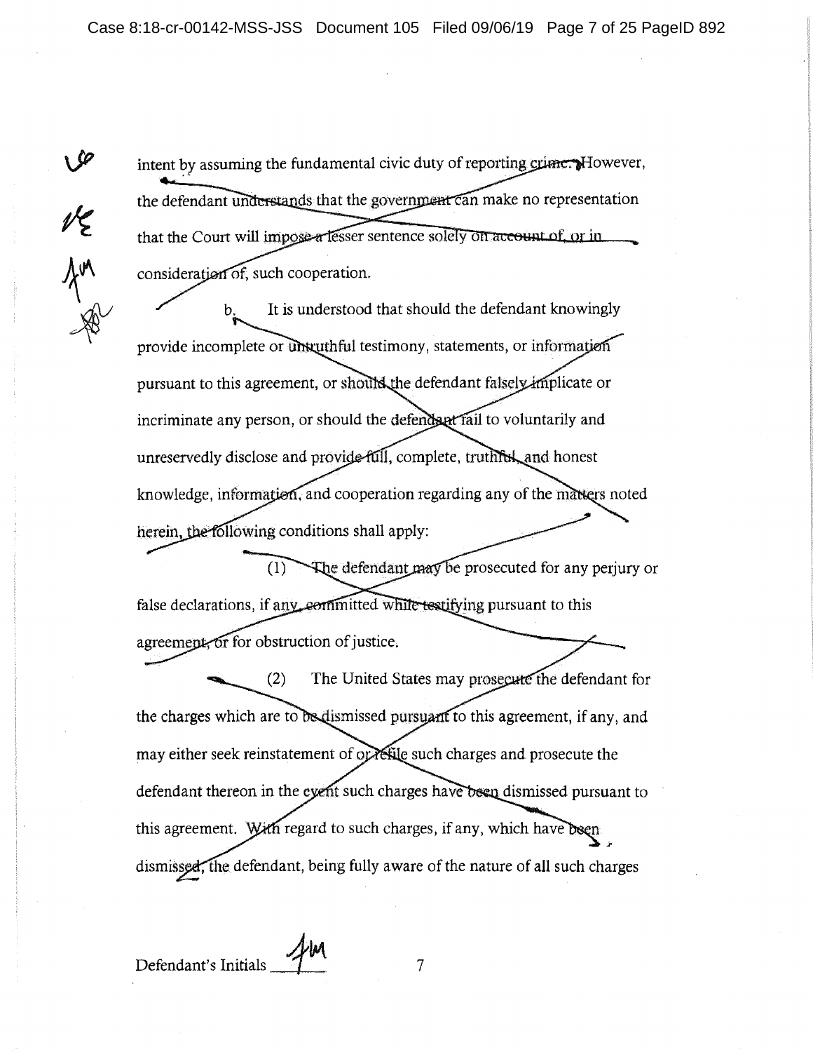intent by assuming the fundamental civic duty of reporting crime. However, the defendant understands that the government can make no representation that the Court will impose a lesser sentence solely on account of, or in consideration of, such cooperation.

b. It is understood that should the defendant knowingly provide incomplete or untruthful testimony, statements, or information pursuant to this agreement, or should the defendant falsely implicate or incriminate any person, or should the defendant fail to voluntarily and unreservedly disclose and provide full, complete, truthful, and honest knowledge, information, and cooperation regarding any of the matters noted herein, the following conditions shall apply:

(1) The defendant may be prosecuted for any perjury or false declarations, if any, committed while testifying pursuant to this agreement, or for obstruction of justice.

(2) The United States may prosecute the defendant for the charges which are to be dismissed pursuant to this agreement, if any, and may either seek reinstatement of or refile such charges and prosecute the defendant thereon in the event such charges have been dismissed pursuant to this agreement. With regard to such charges, if any, which have been dismissed, the defendant, being fully aware of the nature of all such charges

Defendant's Initials ___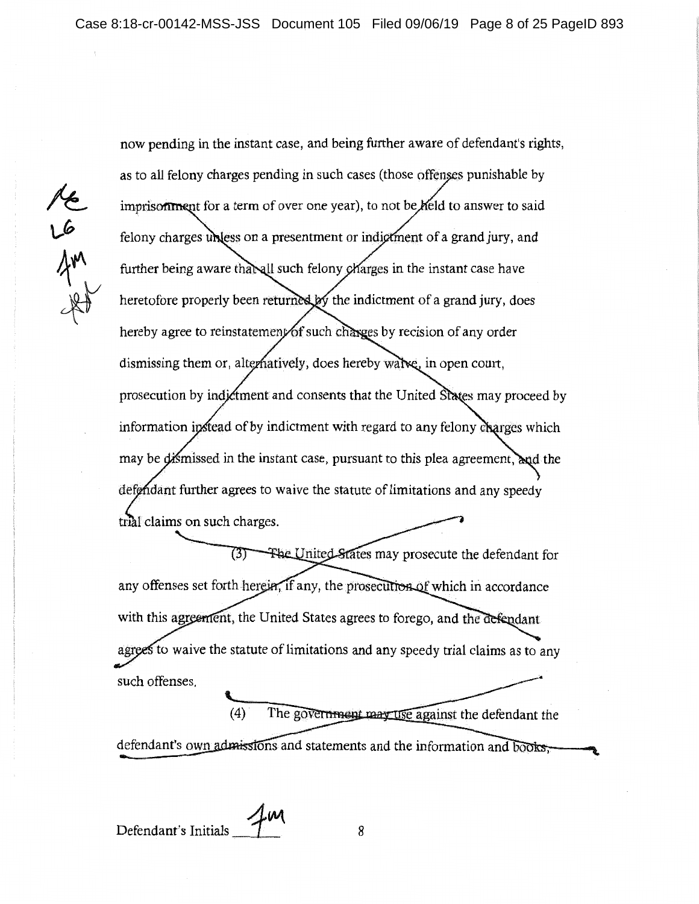now pending in the instant case, and being further aware of defendant's rights, as to all felony charges pending in such cases (those offenses punishable by imprisonment for a term of over one year), to not be held to answer to said felony charges unless on a presentment or indictment of a grand jury, and further being aware that all such felony charges in the instant case have heretofore properly been returned by the indictment of a grand jury, does hereby agree to reinstatement of such charges by recision of any order dismissing them or, alternatively, does hereby waive, in open court, prosecution by indictment and consents that the United States may proceed by information instead of by indictment with regard to any felony charges which may be dismissed in the instant case, pursuant to this plea agreement, and the defendant further agrees to waive the statute of limitations and any speedy trial claims on such charges.

(3) The United States may prosecute the defendant for any offenses set forth herein, if any, the prosecution of which in accordance with this agreement, the United States agrees to forego, and the defendant agrees to waive the statute of limitations and any speedy trial claims as to any such offenses.

(4) The government may use against the defendant the defendant's own admissions and statements and the information and books,

Defendant's Initials ___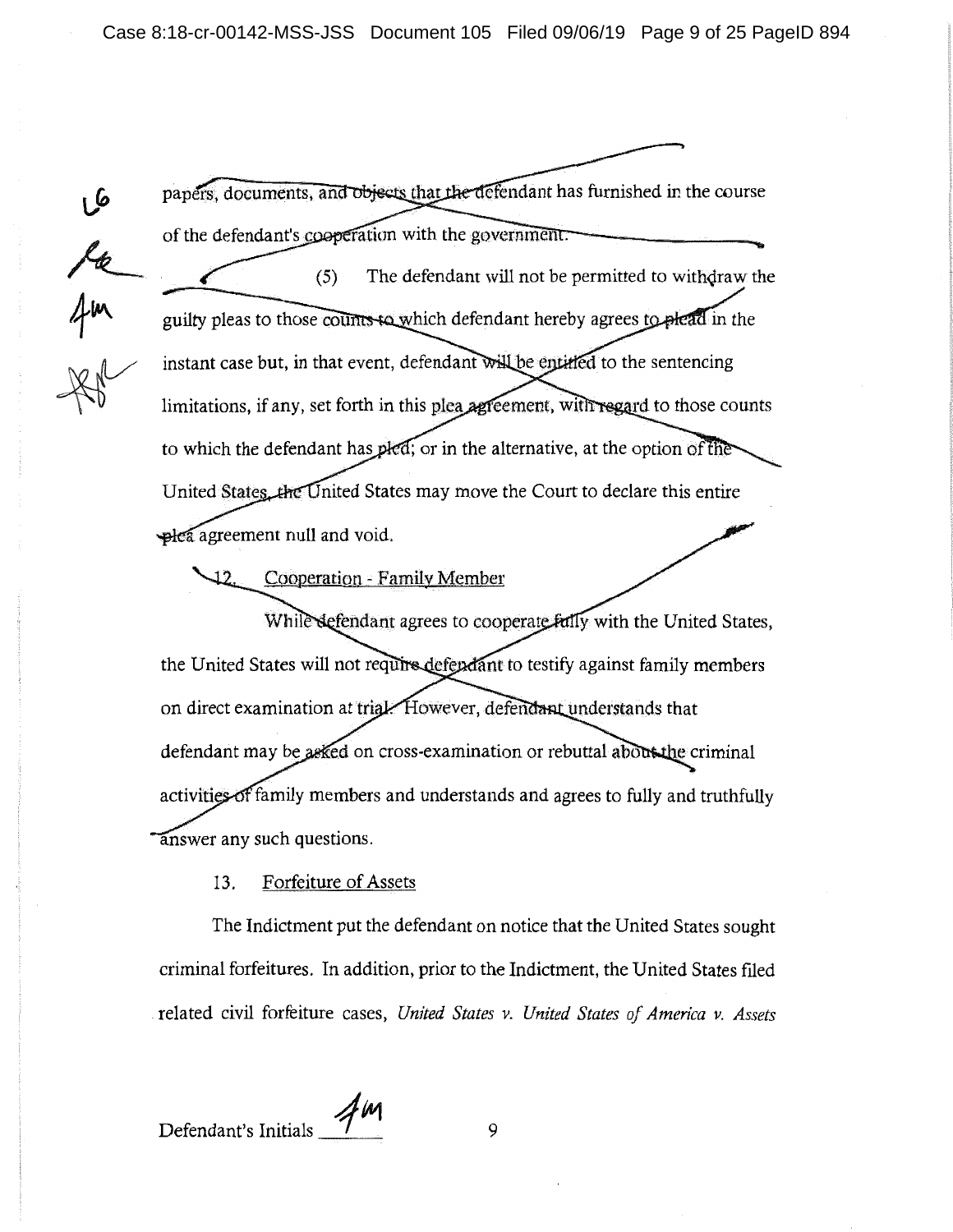papers, documents, and objects that the defendant has furnished in the course of the defendant's cooperation with the government.

(5) The defendant will not be permitted to withdraw the guilty pleas to those counts to which defendant hereby agrees to plead in the instant case but, in that event, defendant will be entitled to the sentencing limitations, if any, set forth in this plea agreement, with regard to those counts to which the defendant has pled; or in the alternative, at the option of the United States, the United States may move the Court to declare this entire plea agreement null and void.

12. Cooperation - Family Member

While defendant agrees to cooperate fully with the United States, the United States will not require defendant to testify against family members on direct examination at trial. However, defendant understands that defendant may be asked on cross-examination or rebuttal about the criminal activities of family members and understands and agrees to fully and truthfully answer any such questions.

13. Forfeiture of Assets

The Indictment put the defendant on notice that the United States sought criminal forfeitures. In addition, prior to the Indictment, the United States filed related civil forfeiture cases, *United States v. United States of America v. Assets*

Defendant's Initials 4m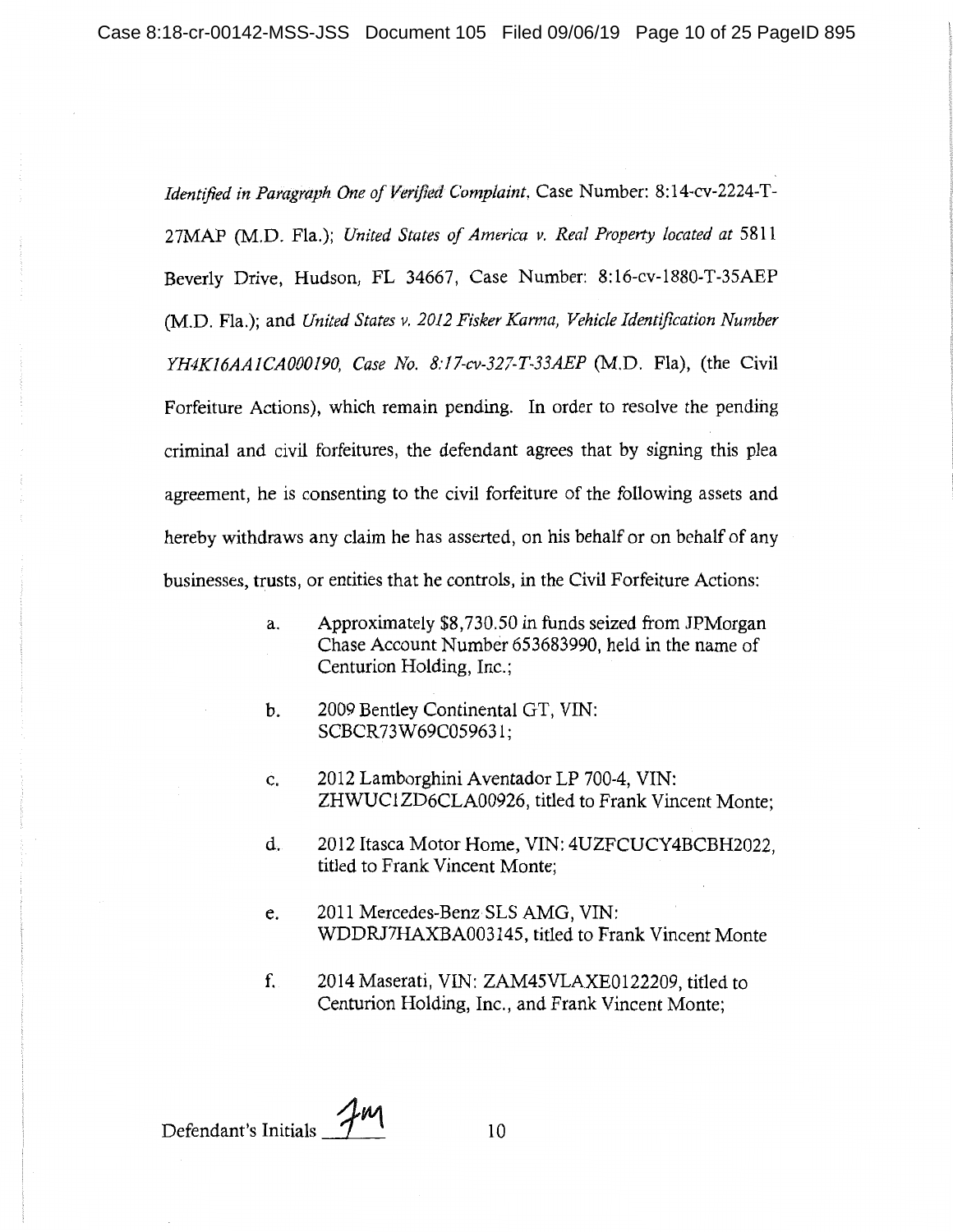*Identified in Paragraph One of Verified Complaint*, Case Number: 8:14-cv-2224-T-27MAP (M.D. Fla.); *United States of America v. Real Property located at* 5811 Beverly Drive, Hudson, FL 34667, Case Number: 8:16-cv-1880-T-35AEP (M.D. Fla.); and *United States v. 2012 Fisker Karma, Vehicle Identification Number YH4K16AA1CA000190, Case No. 8:17-cv-327-T-33AEP* (M.D. Fla), (the Civil Forfeiture Actions), which remain pending. In order to resolve the pending criminal and civil forfeitures, the defendant agrees that by signing this plea agreement, he is consenting to the civil forfeiture of the following assets and hereby withdraws any claim he has asserted, on his behalf or on behalf of any businesses, trusts, or entities that he controls, in the Civil Forfeiture Actions:

a. Approximately $8,730.50 in funds seized from JPMorgan Chase Account Number 653683990, held in the name of Centurion Holding, Inc.;

b. 2009 Bentley Continental GT, VIN: SCBCR73W69C059631;

c. 2012 Lamborghini Aventador LP 700-4, VIN: ZHWUC1ZD6CLA00926, titled to Frank Vincent Monte;

d. 2012 Itasca Motor Home, VIN: 4UZFCUCY4BCBH2022, titled to Frank Vincent Monte;

e. 2011 Mercedes-Benz SLS AMG, VIN: WDDRJ7HAXBA003145, titled to Frank Vincent Monte

f. 2014 Maserati, VIN: ZAM45VLAXE0122209, titled to Centurion Holding, Inc., and Frank Vincent Monte;

Defendant's Initials FM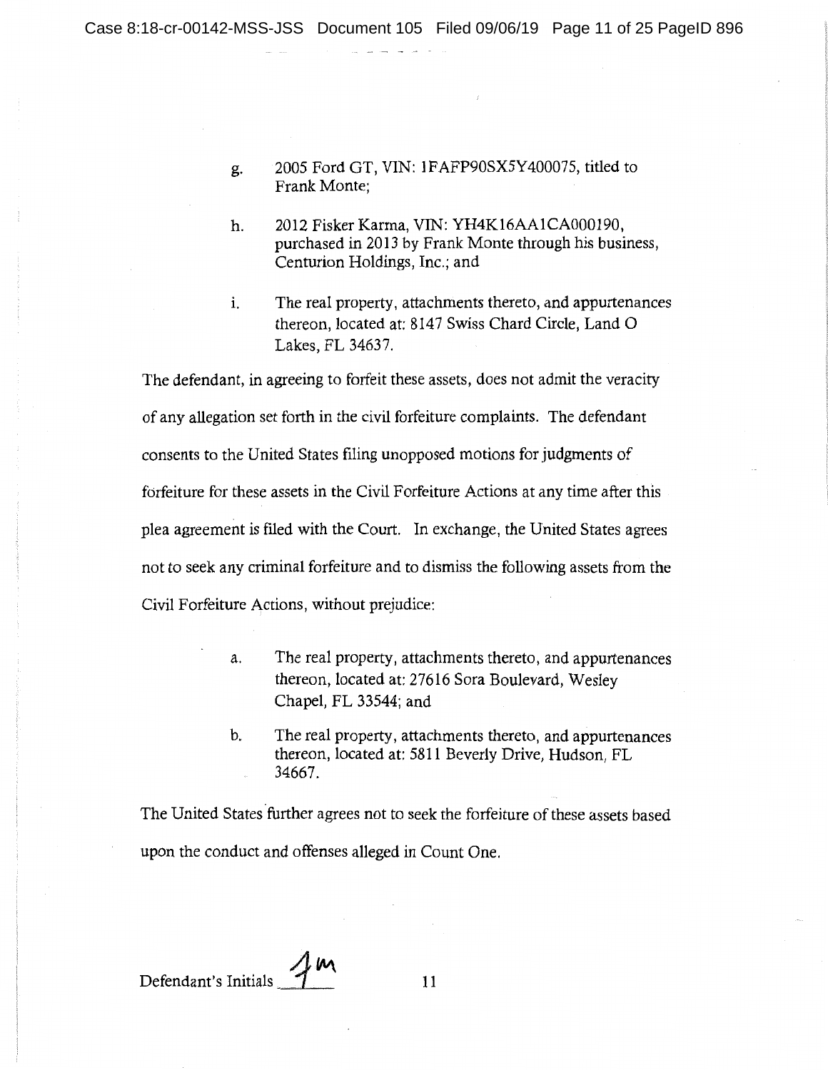g. 2005 Ford GT, VIN: 1FAFP90SX5Y400075, titled to Frank Monte;

h. 2012 Fisker Karma, VIN: YH4K16AA1CA000190, purchased in 2013 by Frank Monte through his business, Centurion Holdings, Inc.; and

i. The real property, attachments thereto, and appurtenances thereon, located at: 8147 Swiss Chard Circle, Land O Lakes, FL 34637.

The defendant, in agreeing to forfeit these assets, does not admit the veracity of any allegation set forth in the civil forfeiture complaints. The defendant consents to the United States filing unopposed motions for judgments of forfeiture for these assets in the Civil Forfeiture Actions at any time after this plea agreement is filed with the Court. In exchange, the United States agrees not to seek any criminal forfeiture and to dismiss the following assets from the Civil Forfeiture Actions, without prejudice:

a. The real property, attachments thereto, and appurtenances thereon, located at: 27616 Sora Boulevard, Wesley Chapel, FL 33544; and

b. The real property, attachments thereto, and appurtenances thereon, located at: 5811 Beverly Drive, Hudson, FL 34667.

The United States further agrees not to seek the forfeiture of these assets based upon the conduct and offenses alleged in Count One.

Defendant's Initials FM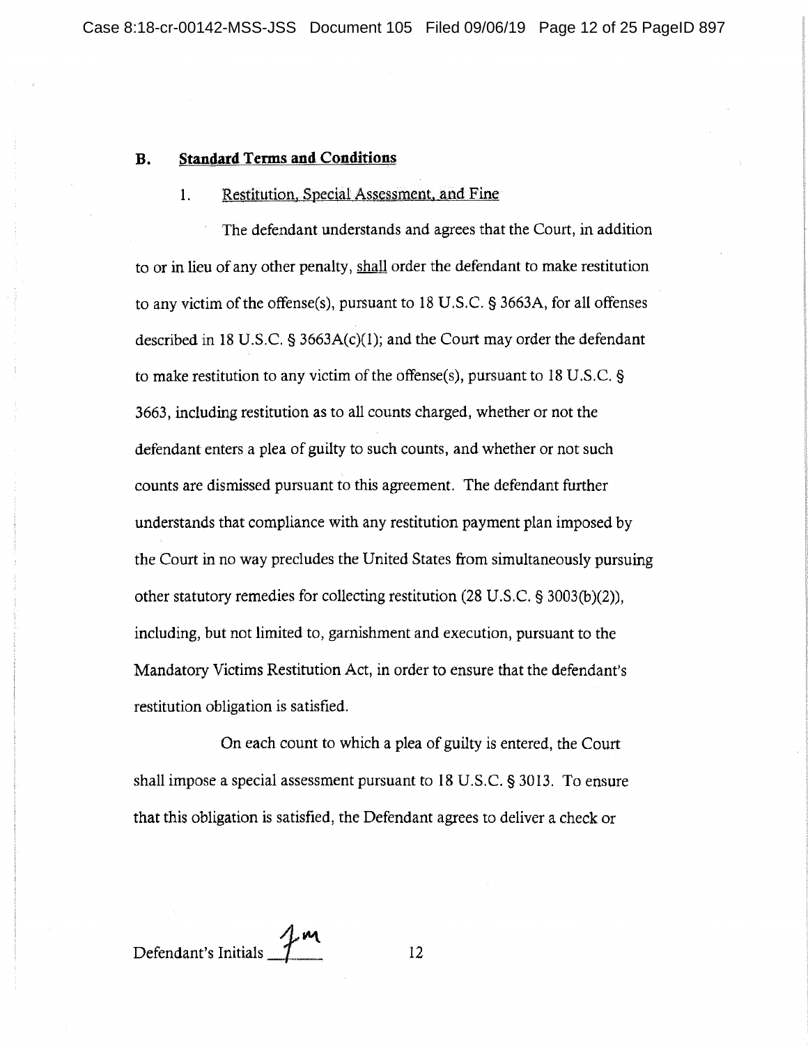### B. **Standard Terms and Conditions**

1. Restitution, Special Assessment, and Fine

The defendant understands and agrees that the Court, in addition to or in lieu of any other penalty, shall order the defendant to make restitution to any victim of the offense(s), pursuant to 18 U.S.C. § 3663A, for all offenses described in 18 U.S.C. § 3663A(c)(1); and the Court may order the defendant to make restitution to any victim of the offense(s), pursuant to 18 U.S.C. § 3663, including restitution as to all counts charged, whether or not the defendant enters a plea of guilty to such counts, and whether or not such counts are dismissed pursuant to this agreement. The defendant further understands that compliance with any restitution payment plan imposed by the Court in no way precludes the United States from simultaneously pursuing other statutory remedies for collecting restitution (28 U.S.C. § 3003(b)(2)), including, but not limited to, garnishment and execution, pursuant to the Mandatory Victims Restitution Act, in order to ensure that the defendant's restitution obligation is satisfied.

On each count to which a plea of guilty is entered, the Court shall impose a special assessment pursuant to 18 U.S.C. § 3013. To ensure that this obligation is satisfied, the Defendant agrees to deliver a check or

Defendant's Initials JM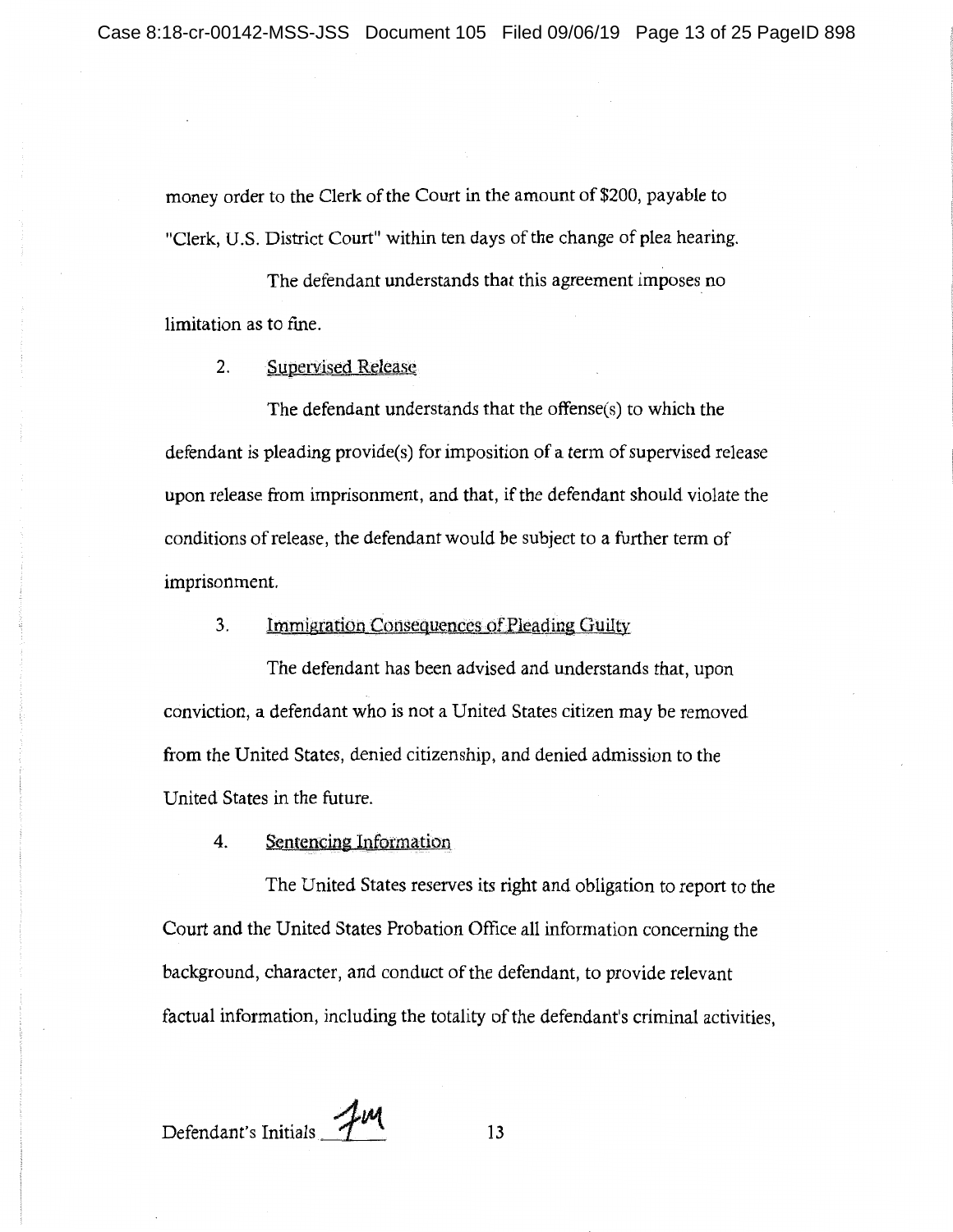money order to the Clerk of the Court in the amount of $200, payable to "Clerk, U.S. District Court" within ten days of the change of plea hearing.

The defendant understands that this agreement imposes no limitation as to fine.

2. Supervised Release

The defendant understands that the offense(s) to which the defendant is pleading provide(s) for imposition of a term of supervised release upon release from imprisonment, and that, if the defendant should violate the conditions of release, the defendant would be subject to a further term of imprisonment.

3. Immigration Consequences of Pleading Guilty

The defendant has been advised and understands that, upon conviction, a defendant who is not a United States citizen may be removed from the United States, denied citizenship, and denied admission to the United States in the future.

4. Sentencing Information

The United States reserves its right and obligation to report to the Court and the United States Probation Office all information concerning the background, character, and conduct of the defendant, to provide relevant factual information, including the totality of the defendant's criminal activities,

Defendant's Initials FM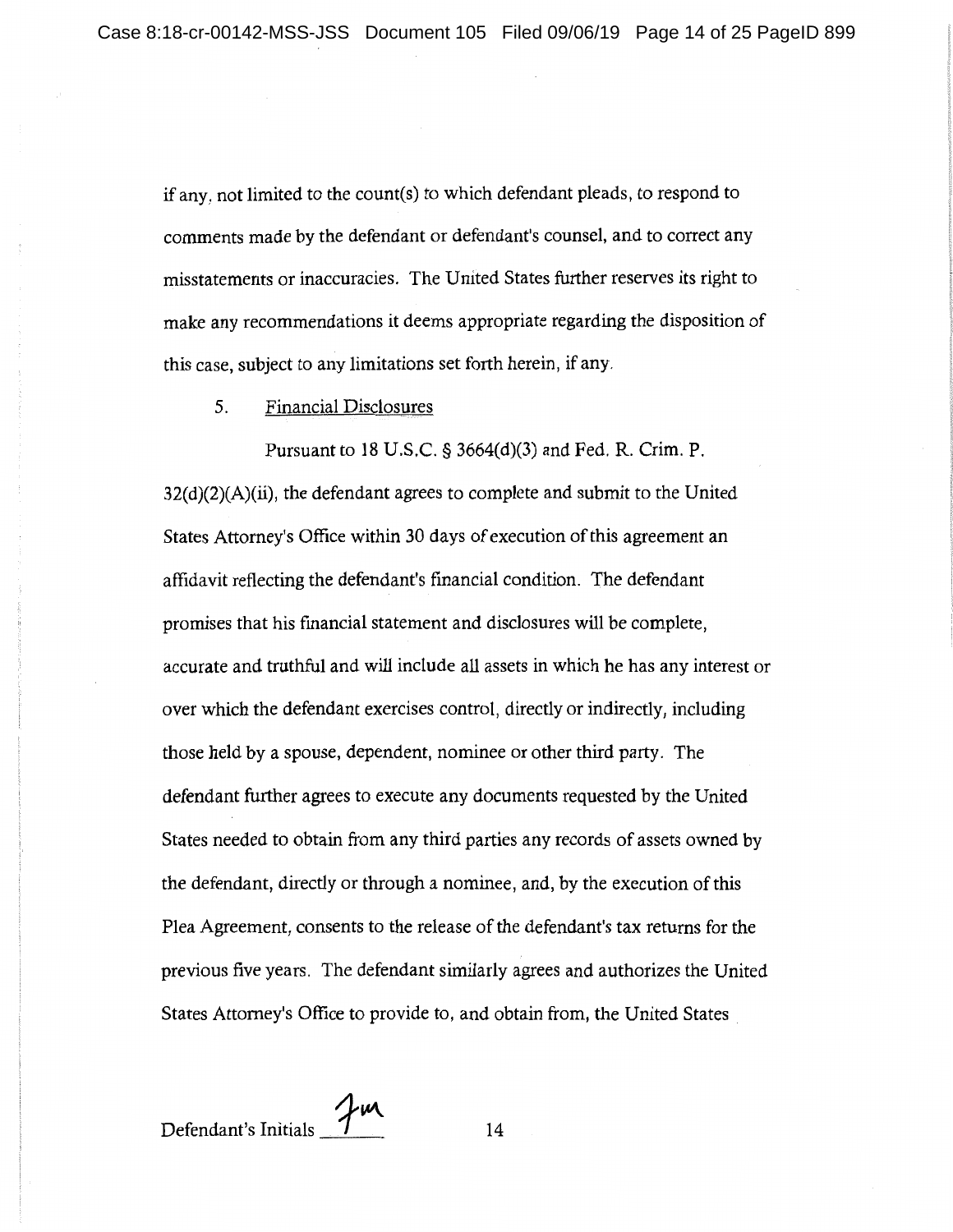if any, not limited to the count(s) to which defendant pleads, to respond to comments made by the defendant or defendant's counsel, and to correct any misstatements or inaccuracies. The United States further reserves its right to make any recommendations it deems appropriate regarding the disposition of this case, subject to any limitations set forth herein, if any.

5. Financial Disclosures

Pursuant to 18 U.S.C. § 3664(d)(3) and Fed. R. Crim. P. 32(d)(2)(A)(ii), the defendant agrees to complete and submit to the United States Attorney's Office within 30 days of execution of this agreement an affidavit reflecting the defendant's financial condition. The defendant promises that his financial statement and disclosures will be complete, accurate and truthful and will include all assets in which he has any interest or over which the defendant exercises control, directly or indirectly, including those held by a spouse, dependent, nominee or other third party. The defendant further agrees to execute any documents requested by the United States needed to obtain from any third parties any records of assets owned by the defendant, directly or through a nominee, and, by the execution of this Plea Agreement, consents to the release of the defendant's tax returns for the previous five years. The defendant similarly agrees and authorizes the United States Attorney's Office to provide to, and obtain from, the United States

Defendant's Initials _Jm_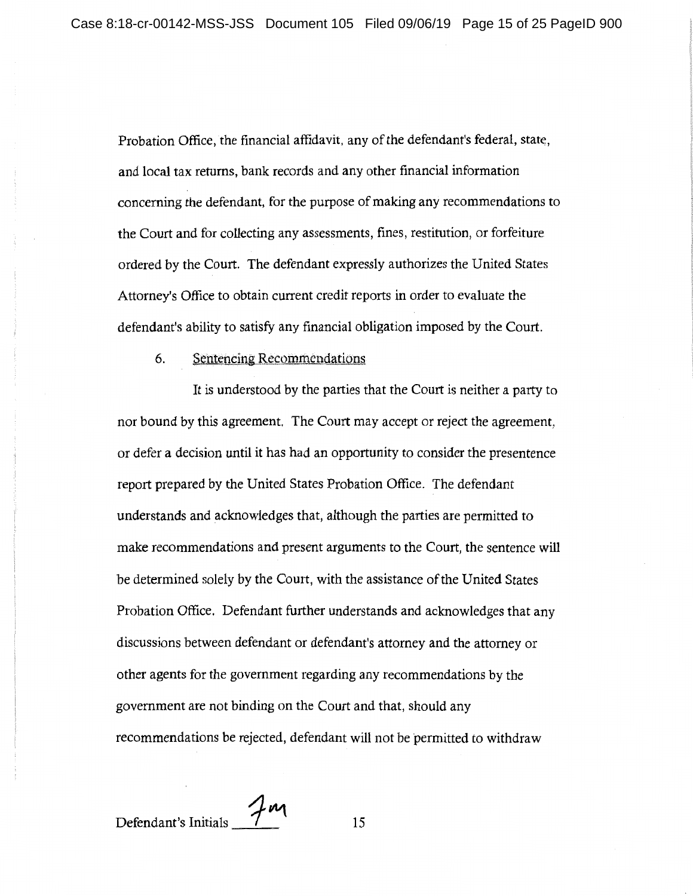Probation Office, the financial affidavit, any of the defendant's federal, state, and local tax returns, bank records and any other financial information concerning the defendant, for the purpose of making any recommendations to the Court and for collecting any assessments, fines, restitution, or forfeiture ordered by the Court. The defendant expressly authorizes the United States Attorney's Office to obtain current credit reports in order to evaluate the defendant's ability to satisfy any financial obligation imposed by the Court.

6. Sentencing Recommendations

It is understood by the parties that the Court is neither a party to nor bound by this agreement. The Court may accept or reject the agreement, or defer a decision until it has had an opportunity to consider the presentence report prepared by the United States Probation Office. The defendant understands and acknowledges that, although the parties are permitted to make recommendations and present arguments to the Court, the sentence will be determined solely by the Court, with the assistance of the United States Probation Office. Defendant further understands and acknowledges that any discussions between defendant or defendant's attorney and the attorney or other agents for the government regarding any recommendations by the government are not binding on the Court and that, should any recommendations be rejected, defendant will not be permitted to withdraw

Defendant's Initials JM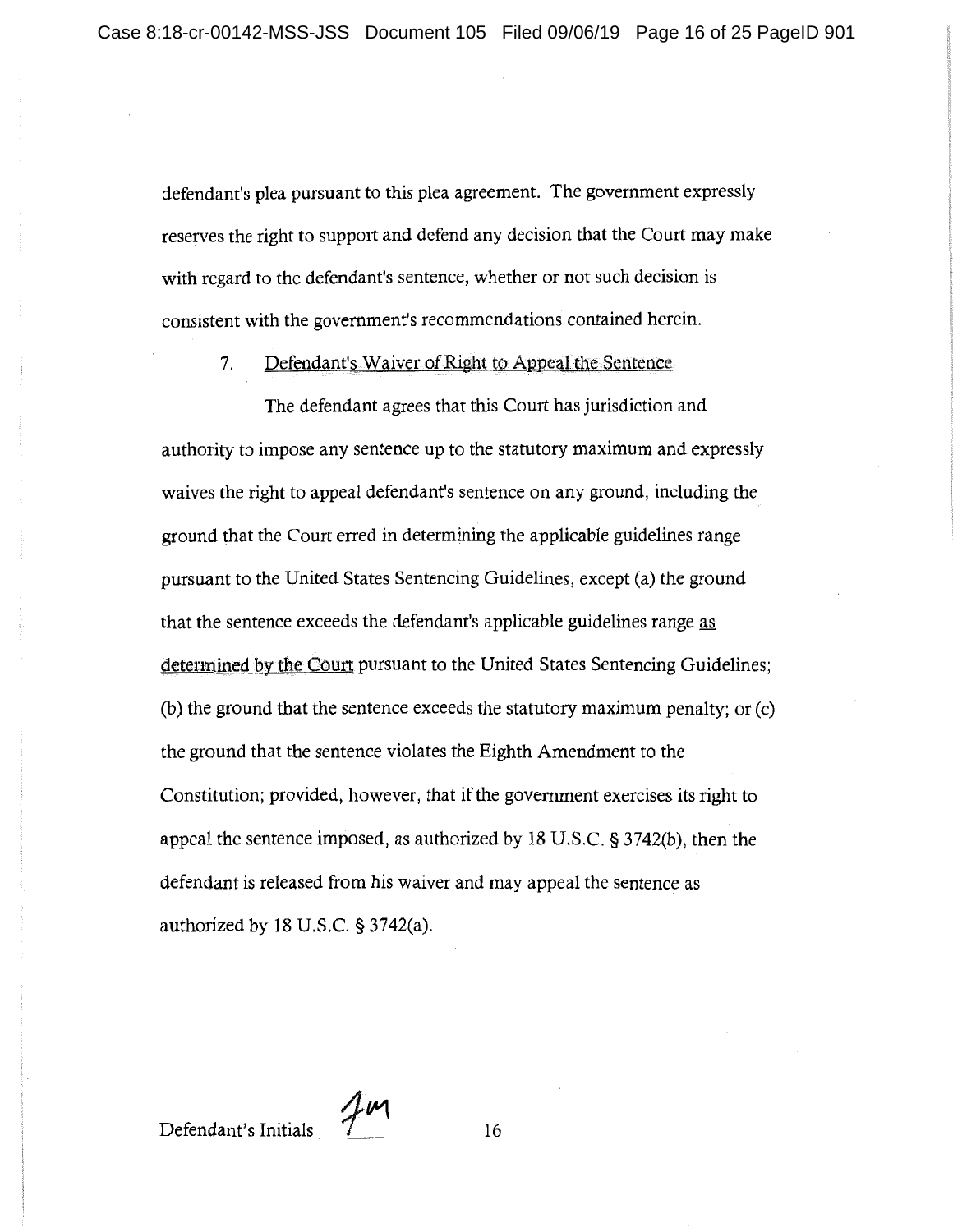defendant's plea pursuant to this plea agreement. The government expressly reserves the right to support and defend any decision that the Court may make with regard to the defendant's sentence, whether or not such decision is consistent with the government's recommendations contained herein.

7. Defendant's Waiver of Right to Appeal the Sentence

The defendant agrees that this Court has jurisdiction and authority to impose any sentence up to the statutory maximum and expressly waives the right to appeal defendant's sentence on any ground, including the ground that the Court erred in determining the applicable guidelines range pursuant to the United States Sentencing Guidelines, except (a) the ground that the sentence exceeds the defendant's applicable guidelines range as determined by the Court pursuant to the United States Sentencing Guidelines; (b) the ground that the sentence exceeds the statutory maximum penalty; or (c) the ground that the sentence violates the Eighth Amendment to the Constitution; provided, however, that if the government exercises its right to appeal the sentence imposed, as authorized by 18 U.S.C. § 3742(b), then the defendant is released from his waiver and may appeal the sentence as authorized by 18 U.S.C. § 3742(a).

Defendant's Initials JM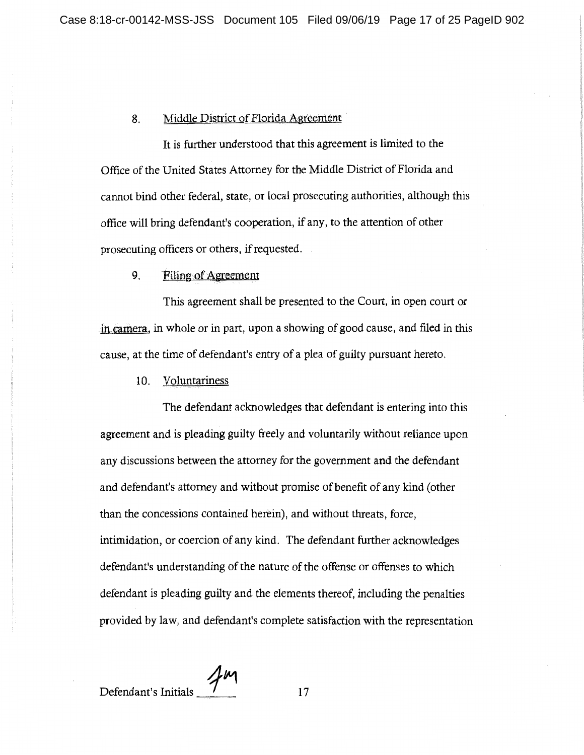8. Middle District of Florida Agreement

It is further understood that this agreement is limited to the Office of the United States Attorney for the Middle District of Florida and cannot bind other federal, state, or local prosecuting authorities, although this office will bring defendant's cooperation, if any, to the attention of other prosecuting officers or others, if requested.

9. Filing of Agreement

This agreement shall be presented to the Court, in open court or in camera, in whole or in part, upon a showing of good cause, and filed in this cause, at the time of defendant's entry of a plea of guilty pursuant hereto.

10. Voluntariness

The defendant acknowledges that defendant is entering into this agreement and is pleading guilty freely and voluntarily without reliance upon any discussions between the attorney for the government and the defendant and defendant's attorney and without promise of benefit of any kind (other than the concessions contained herein), and without threats, force, intimidation, or coercion of any kind. The defendant further acknowledges defendant's understanding of the nature of the offense or offenses to which defendant is pleading guilty and the elements thereof, including the penalties provided by law, and defendant's complete satisfaction with the representation

Defendant's Initials JM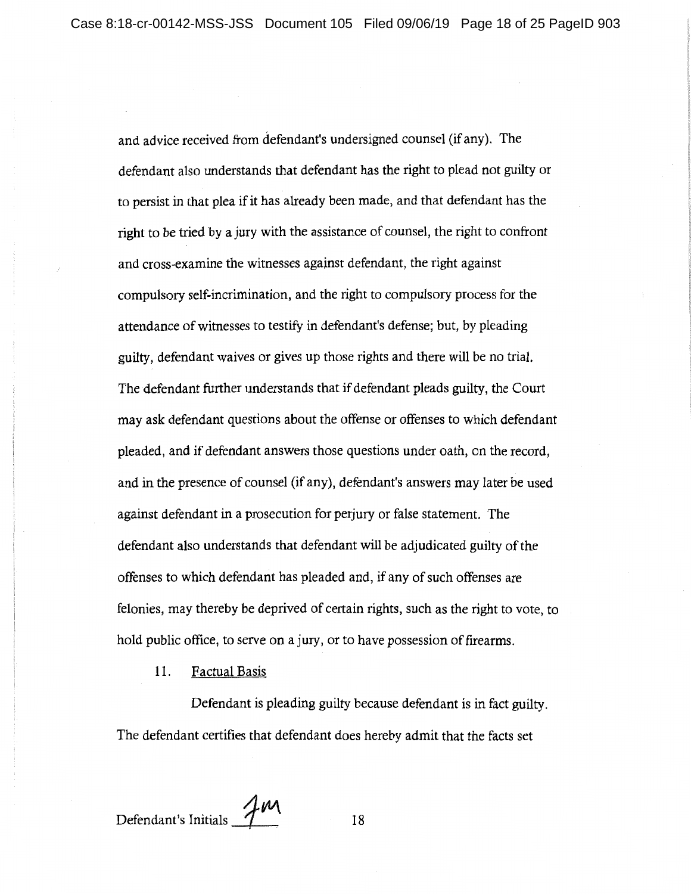and advice received from defendant's undersigned counsel (if any). The defendant also understands that defendant has the right to plead not guilty or to persist in that plea if it has already been made, and that defendant has the right to be tried by a jury with the assistance of counsel, the right to confront and cross-examine the witnesses against defendant, the right against compulsory self-incrimination, and the right to compulsory process for the attendance of witnesses to testify in defendant's defense; but, by pleading guilty, defendant waives or gives up those rights and there will be no trial. The defendant further understands that if defendant pleads guilty, the Court may ask defendant questions about the offense or offenses to which defendant pleaded, and if defendant answers those questions under oath, on the record, and in the presence of counsel (if any), defendant's answers may later be used against defendant in a prosecution for perjury or false statement. The defendant also understands that defendant will be adjudicated guilty of the offenses to which defendant has pleaded and, if any of such offenses are felonies, may thereby be deprived of certain rights, such as the right to vote, to hold public office, to serve on a jury, or to have possession of firearms.

11. Factual Basis

Defendant is pleading guilty because defendant is in fact guilty. The defendant certifies that defendant does hereby admit that the facts set

Defendant's Initials JM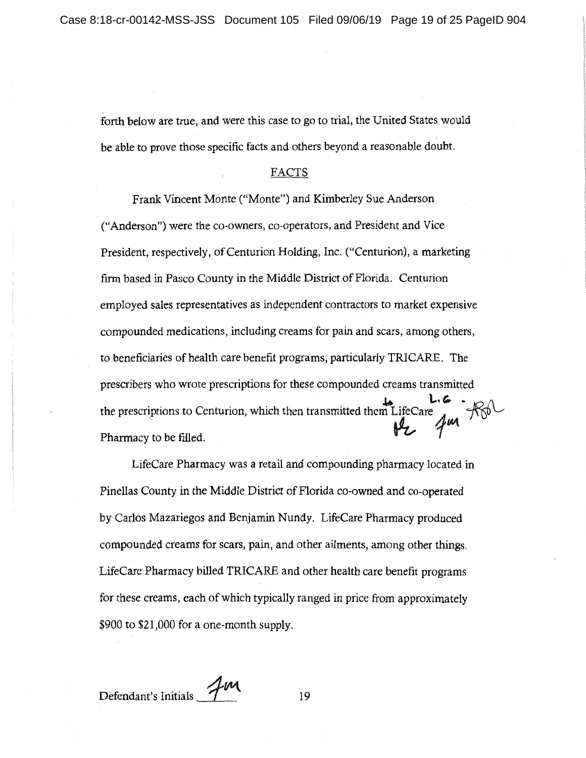forth below are true, and were this case to go to trial, the United States would be able to prove those specific facts and others beyond a reasonable doubt.

## FACTS

Frank Vincent Monte ("Monte") and Kimberley Sue Anderson ("Anderson") were the co-owners, co-operators, and President and Vice President, respectively, of Centurion Holding, Inc. ("Centurion), a marketing firm based in Pasco County in the Middle District of Florida. Centurion employed sales representatives as independent contractors to market expensive compounded medications, including creams for pain and scars, among others, to beneficiaries of health care benefit programs, particularly TRICARE. The prescribers who wrote prescriptions for these compounded creams transmitted the prescriptions to Centurion, which then transmitted them to LifeCare Pharmacy to be filled.

LifeCare Pharmacy was a retail and compounding pharmacy located in Pinellas County in the Middle District of Florida co-owned and co-operated by Carlos Mazariegos and Benjamin Nundy. LifeCare Pharmacy produced compounded creams for scars, pain, and other ailments, among other things. LifeCare Pharmacy billed TRICARE and other health care benefit programs for these creams, each of which typically ranged in price from approximately $900 to $21,000 for a one-month supply.

Defendant's Initials FM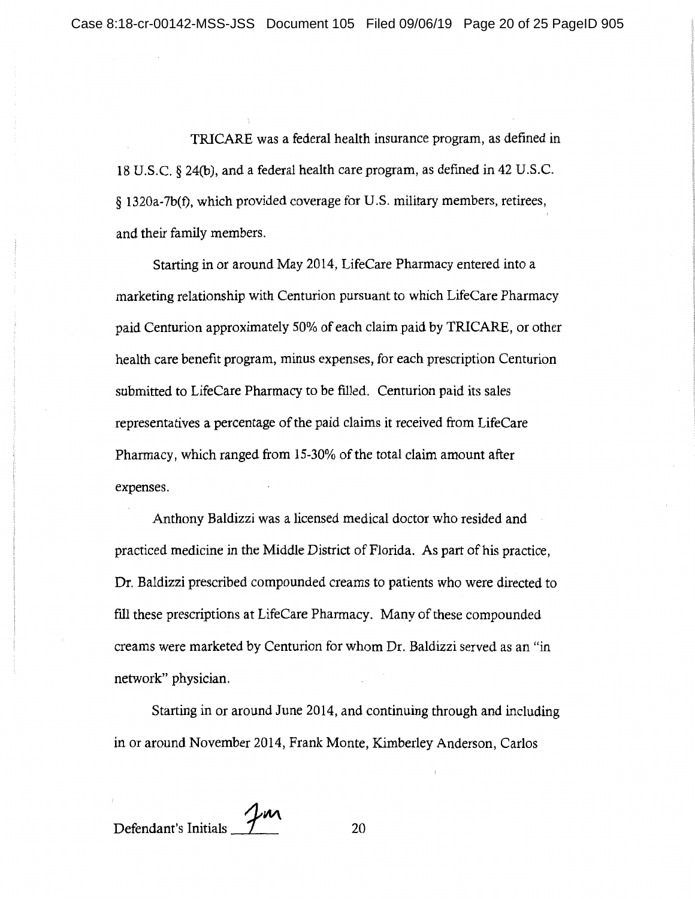TRICARE was a federal health insurance program, as defined in 18 U.S.C. § 24(b), and a federal health care program, as defined in 42 U.S.C. § 1320a-7b(f), which provided coverage for U.S. military members, retirees, and their family members.

Starting in or around May 2014, LifeCare Pharmacy entered into a marketing relationship with Centurion pursuant to which LifeCare Pharmacy paid Centurion approximately 50% of each claim paid by TRICARE, or other health care benefit program, minus expenses, for each prescription Centurion submitted to LifeCare Pharmacy to be filled. Centurion paid its sales representatives a percentage of the paid claims it received from LifeCare Pharmacy, which ranged from 15-30% of the total claim amount after expenses.

Anthony Baldizzi was a licensed medical doctor who resided and practiced medicine in the Middle District of Florida. As part of his practice, Dr. Baldizzi prescribed compounded creams to patients who were directed to fill these prescriptions at LifeCare Pharmacy. Many of these compounded creams were marketed by Centurion for whom Dr. Baldizzi served as an "in network" physician.

Starting in or around June 2014, and continuing through and including in or around November 2014, Frank Monte, Kimberley Anderson, Carlos

Defendant's Initials FM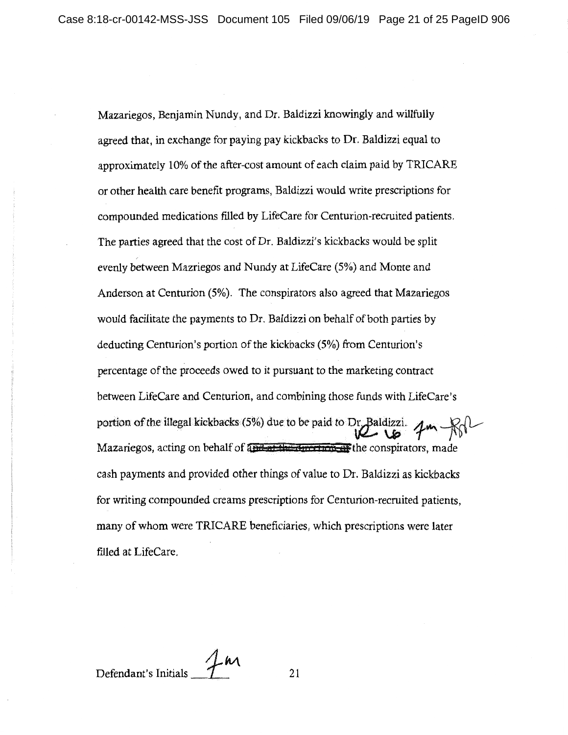Mazariegos, Benjamin Nundy, and Dr. Baldizzi knowingly and willfully agreed that, in exchange for paying pay kickbacks to Dr. Baldizzi equal to approximately 10% of the after-cost amount of each claim paid by TRICARE or other health care benefit programs, Baldizzi would write prescriptions for compounded medications filled by LifeCare for Centurion-recruited patients. The parties agreed that the cost of Dr. Baldizzi's kickbacks would be split evenly between Mazriegos and Nundy at LifeCare (5%) and Monte and Anderson at Centurion (5%). The conspirators also agreed that Mazariegos would facilitate the payments to Dr. Baldizzi on behalf of both parties by deducting Centurion's portion of the kickbacks (5%) from Centurion's percentage of the proceeds owed to it pursuant to the marketing contract between LifeCare and Centurion, and combining those funds with LifeCare's portion of the illegal kickbacks (5%) due to be paid to Dr. Baldizzi. Mazariegos, acting on behalf of ~~and at the direction of~~ the conspirators, made cash payments and provided other things of value to Dr. Baldizzi as kickbacks for writing compounded creams prescriptions for Centurion-recruited patients, many of whom were TRICARE beneficiaries, which prescriptions were later filled at LifeCare.

Defendant's Initials ___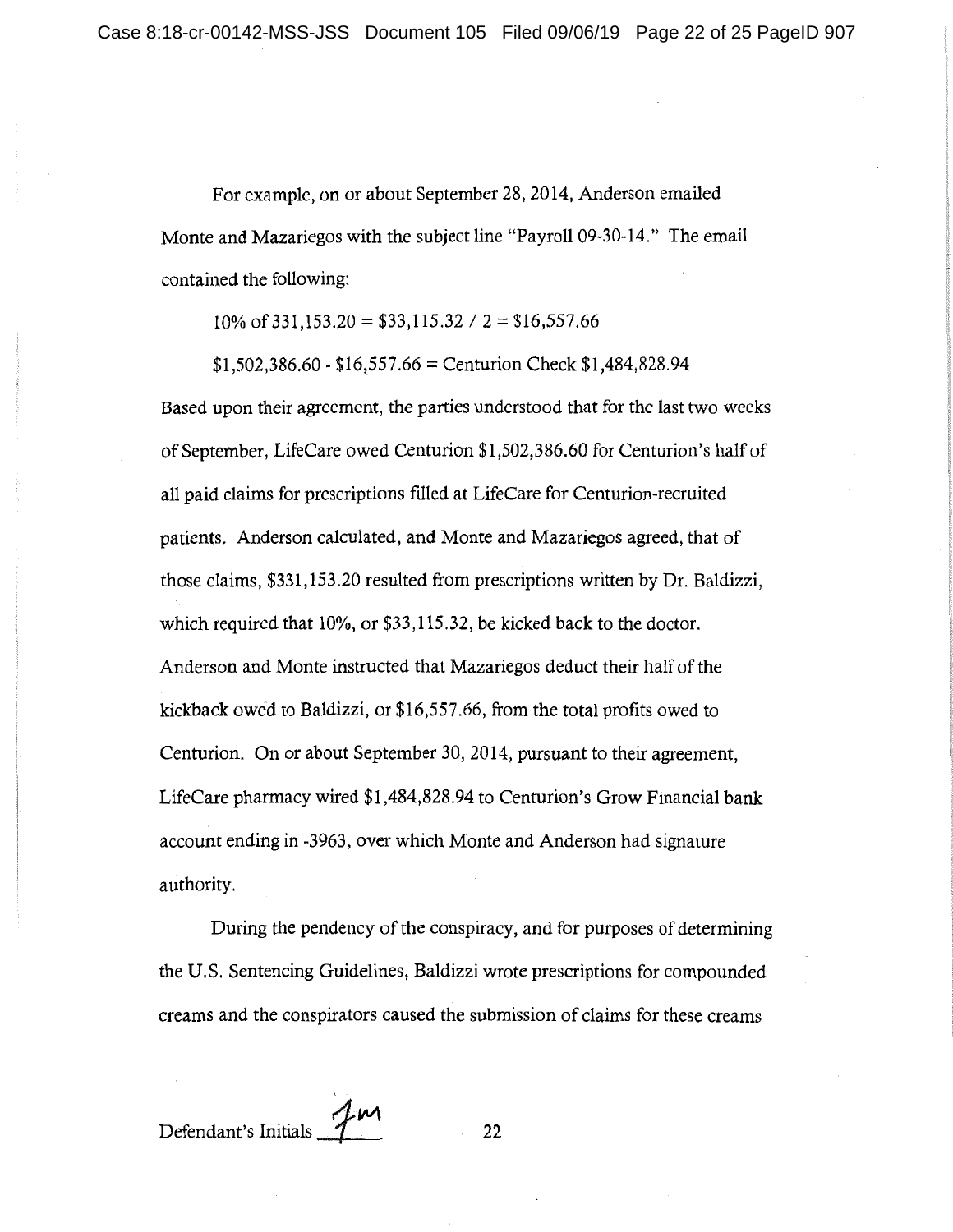For example, on or about September 28, 2014, Anderson emailed Monte and Mazariegos with the subject line "Payroll 09-30-14." The email contained the following:

10% of 331,153.20 = $33,115.32 / 2 = $16,557.66

$1,502,386.60 - $16,557.66 = Centurion Check $1,484,828.94

Based upon their agreement, the parties understood that for the last two weeks of September, LifeCare owed Centurion $1,502,386.60 for Centurion's half of all paid claims for prescriptions filled at LifeCare for Centurion-recruited patients. Anderson calculated, and Monte and Mazariegos agreed, that of those claims, $331,153.20 resulted from prescriptions written by Dr. Baldizzi, which required that 10%, or $33,115.32, be kicked back to the doctor. Anderson and Monte instructed that Mazariegos deduct their half of the kickback owed to Baldizzi, or $16,557.66, from the total profits owed to Centurion. On or about September 30, 2014, pursuant to their agreement, LifeCare pharmacy wired $1,484,828.94 to Centurion's Grow Financial bank account ending in -3963, over which Monte and Anderson had signature authority.

During the pendency of the conspiracy, and for purposes of determining the U.S. Sentencing Guidelines, Baldizzi wrote prescriptions for compounded creams and the conspirators caused the submission of claims for these creams

Defendant's Initials JM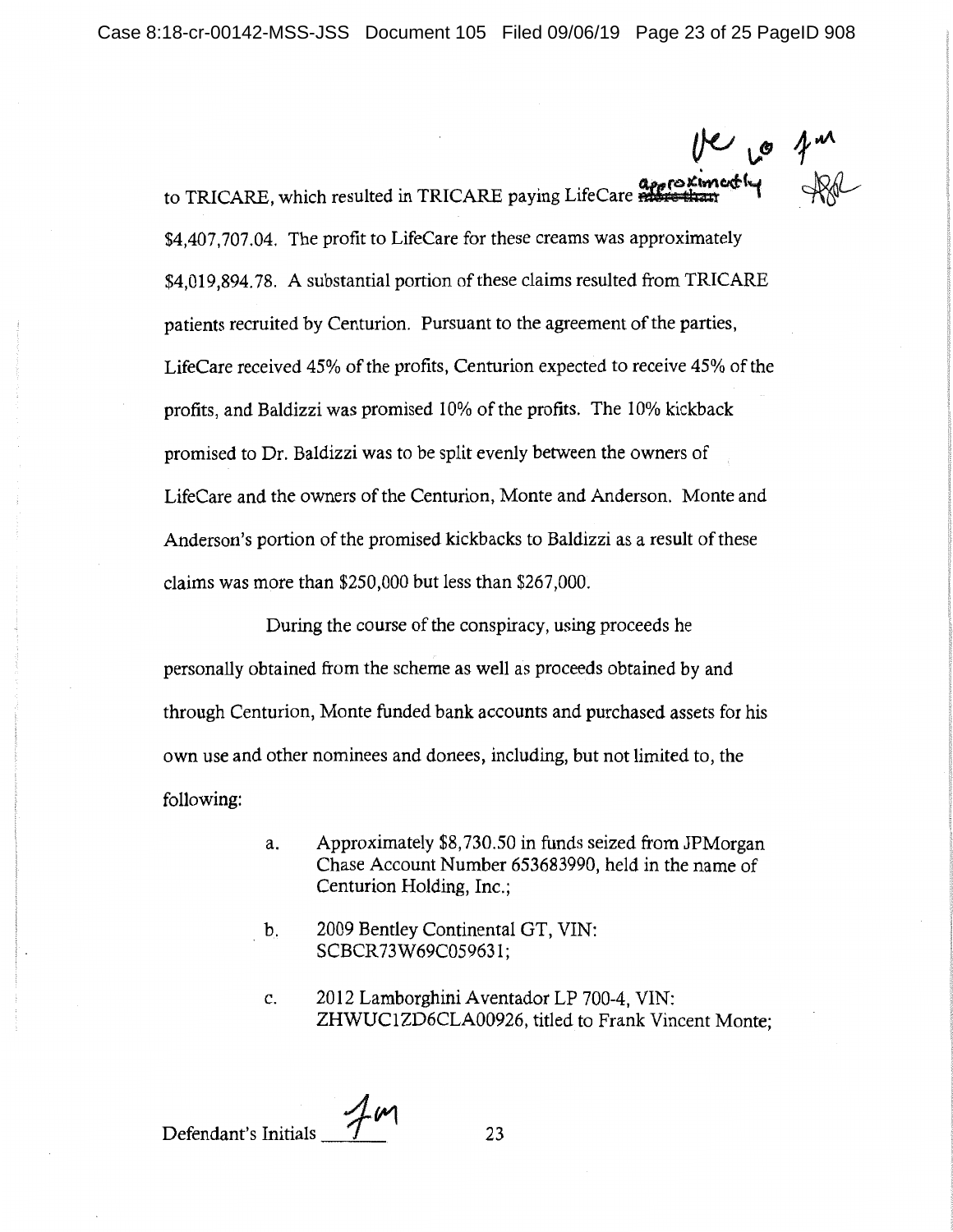to TRICARE, which resulted in TRICARE paying LifeCare ~~more than~~ approximately $4,407,707.04. The profit to LifeCare for these creams was approximately $4,019,894.78. A substantial portion of these claims resulted from TRICARE patients recruited by Centurion. Pursuant to the agreement of the parties, LifeCare received 45% of the profits, Centurion expected to receive 45% of the profits, and Baldizzi was promised 10% of the profits. The 10% kickback promised to Dr. Baldizzi was to be split evenly between the owners of LifeCare and the owners of the Centurion, Monte and Anderson. Monte and Anderson's portion of the promised kickbacks to Baldizzi as a result of these claims was more than $250,000 but less than $267,000.

During the course of the conspiracy, using proceeds he personally obtained from the scheme as well as proceeds obtained by and through Centurion, Monte funded bank accounts and purchased assets for his own use and other nominees and donees, including, but not limited to, the following:

a. Approximately $8,730.50 in funds seized from JPMorgan Chase Account Number 653683990, held in the name of Centurion Holding, Inc.;

b. 2009 Bentley Continental GT, VIN: SCBCR73W69C059631;

c. 2012 Lamborghini Aventador LP 700-4, VIN: ZHWUC1ZD6CLA00926, titled to Frank Vincent Monte;

Defendant's Initials FM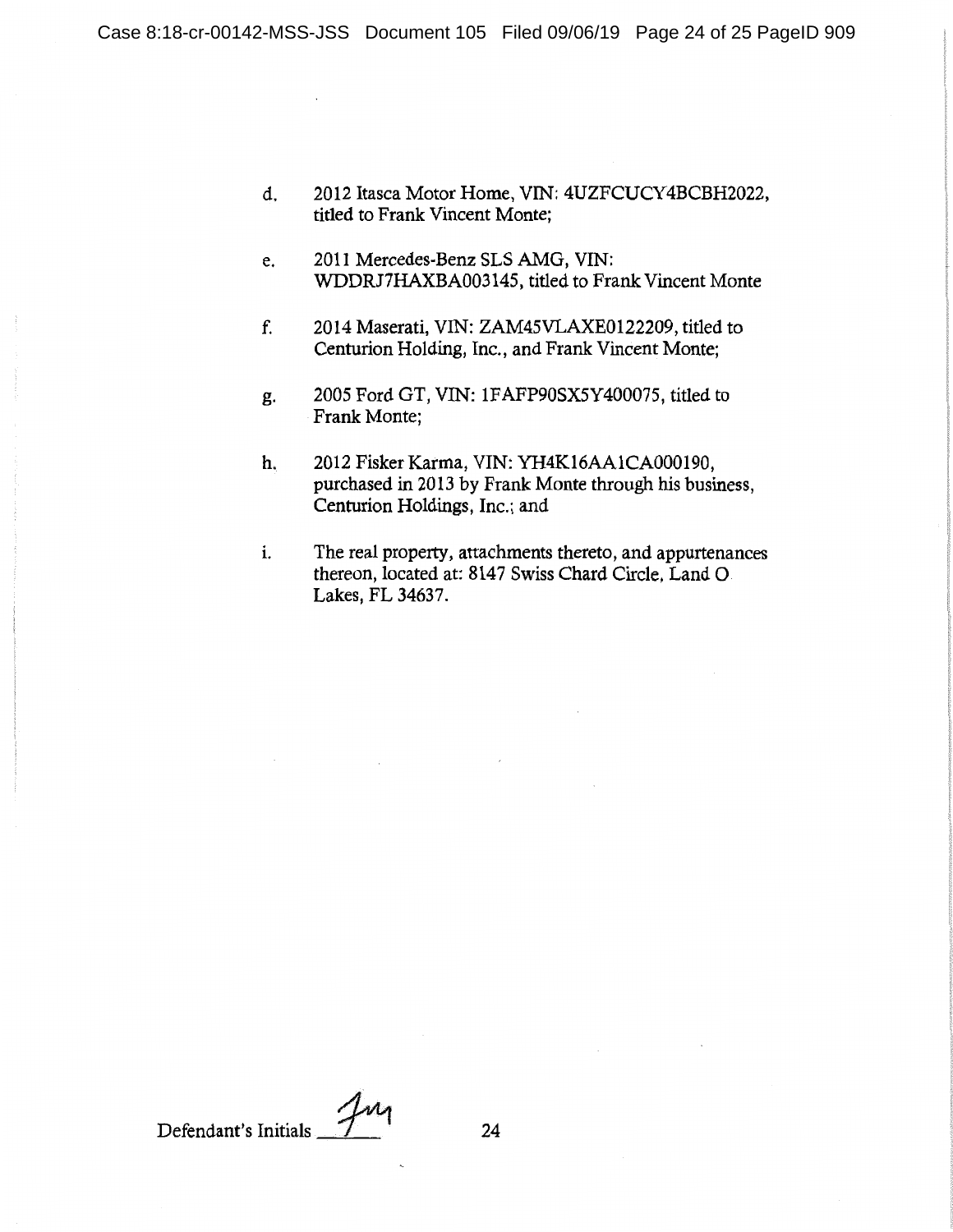d. 2012 Itasca Motor Home, VIN: 4UZFCUCY4BCBH2022, titled to Frank Vincent Monte;

e. 2011 Mercedes-Benz SLS AMG, VIN: WDDRJ7HAXBA003145, titled to Frank Vincent Monte

f. 2014 Maserati, VIN: ZAM45VLAXE0122209, titled to Centurion Holding, Inc., and Frank Vincent Monte;

g. 2005 Ford GT, VIN: 1FAFP90SX5Y400075, titled to Frank Monte;

h. 2012 Fisker Karma, VIN: YH4K16AA1CA000190, purchased in 2013 by Frank Monte through his business, Centurion Holdings, Inc.; and

i. The real property, attachments thereto, and appurtenances thereon, located at: 8147 Swiss Chard Circle, Land O Lakes, FL 34637.

Defendant's Initials FVM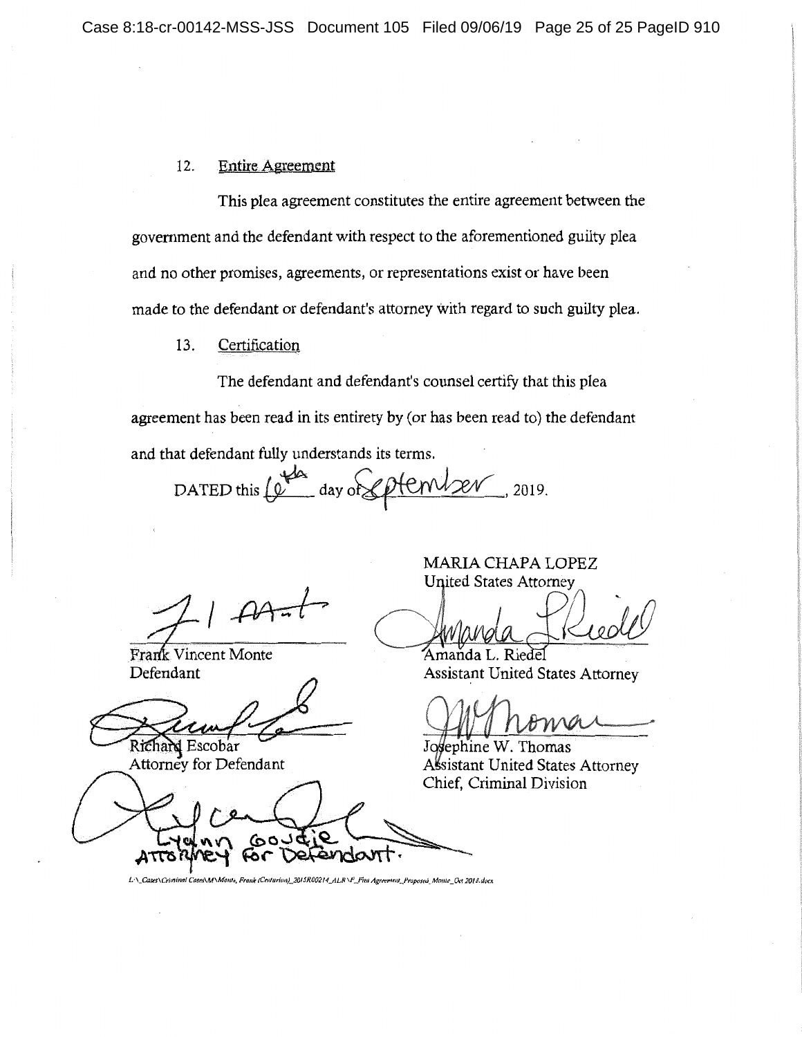12. Entire Agreement

This plea agreement constitutes the entire agreement between the government and the defendant with respect to the aforementioned guilty plea and no other promises, agreements, or representations exist or have been made to the defendant or defendant's attorney with regard to such guilty plea.

13. Certification

The defendant and defendant's counsel certify that this plea agreement has been read in its entirety by (or has been read to) the defendant and that defendant fully understands its terms.

DATED this 6th day of September, 2019.

Frank Vincent Monte
Defendant

Richard Escobar
Attorney for Defendant

Lynn Goudie
Attorney for Defendant.

MARIA CHAPA LOPEZ
United States Attorney

Amanda L. Riedel
Assistant United States Attorney

Josephine W. Thomas
Assistant United States Attorney
Chief, Criminal Division

L:\_Cases\Criminal Cases\M\Monte, Frank (Centurion)_2015R00214_ALR\P_Plea Agreement_Proposed_Monte_Oct 2018.docx